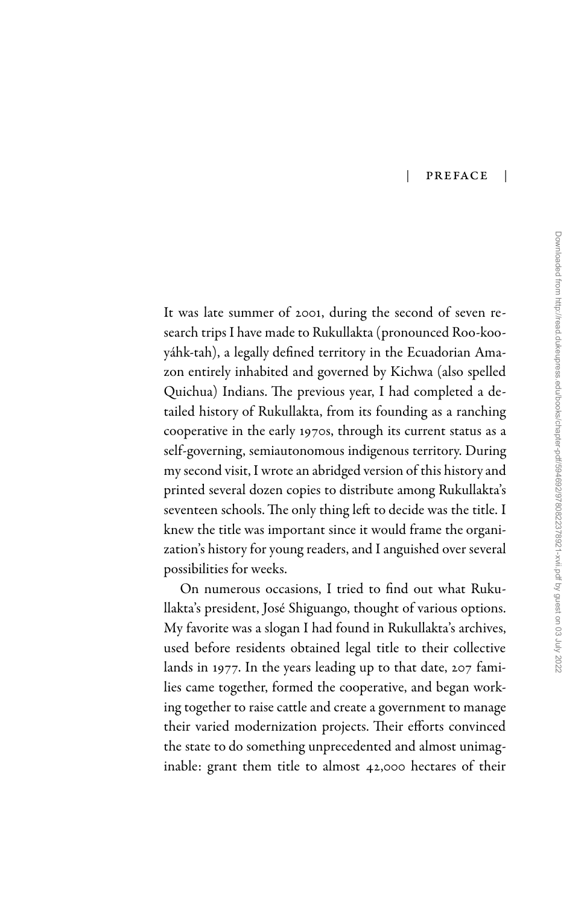# PREFACE

It was late summer of 2001, during the second of seven research trips I have made to Rukullakta (pronounced Roo-koo-yáhk-tah), a legally defined territory in the Ecuadorian Amazon entirely inhabited and governed by Kichwa (also spelled Quichua) Indians. The previous year, I had completed a detailed history of Rukullakta, from its founding as a ranching cooperative in the early 1970s, through its current status as a self-governing, semiautonomous indigenous territory. During my second visit, I wrote an abridged version of this history and printed several dozen copies to distribute among Rukullakta's seventeen schools. The only thing left to decide was the title. I knew the title was important since it would frame the organization's history for young readers, and I anguished over several possibilities for weeks.

On numerous occasions, I tried to find out what Rukullakta's president, José Shiguango, thought of various options. My favorite was a slogan I had found in Rukullakta's archives, used before residents obtained legal title to their collective lands in 1977. In the years leading up to that date, 207 families came together, formed the cooperative, and began working together to raise cattle and create a government to manage their varied modernization projects. Their efforts convinced the state to do something unprecedented and almost unimaginable: grant them title to almost 42,000 hectares of their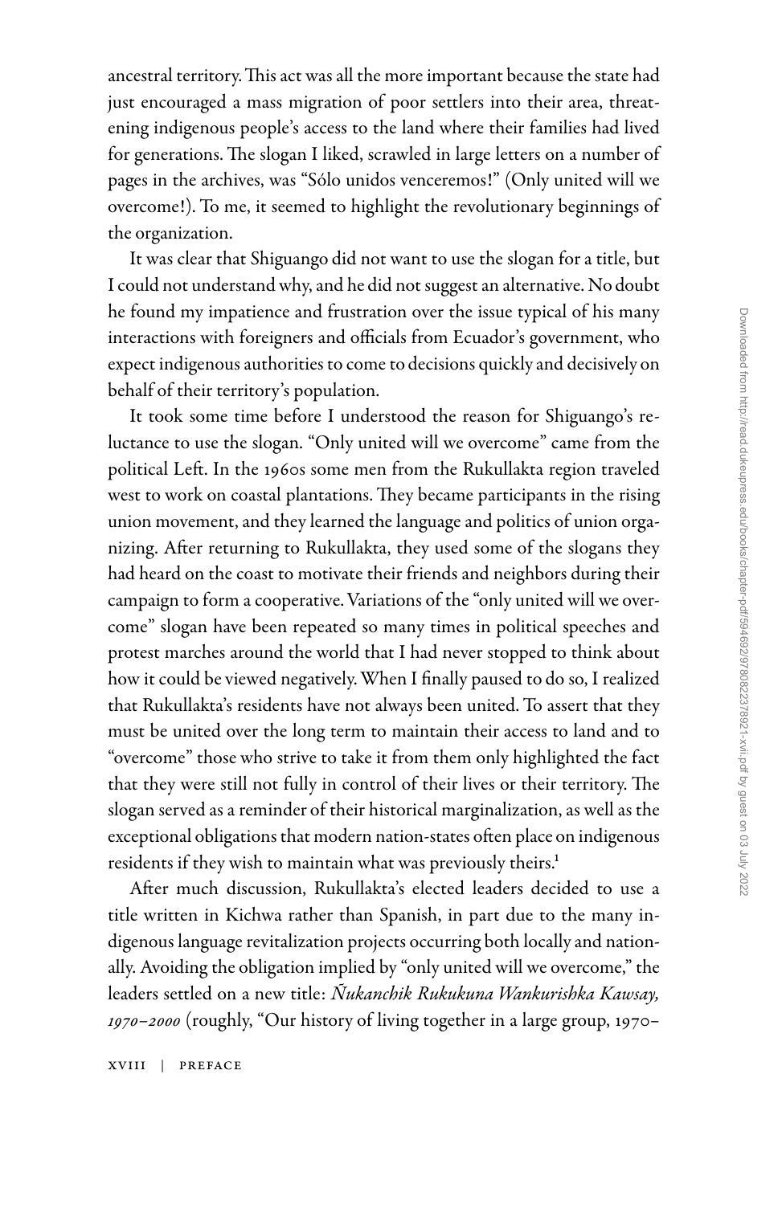ancestral territory. This act was all the more important because the state had just encouraged a mass migration of poor settlers into their area, threatening indigenous people's access to the land where their families had lived for generations. The slogan I liked, scrawled in large letters on a number of pages in the archives, was "Sólo unidos venceremos!" (Only united will we overcome!). To me, it seemed to highlight the revolutionary beginnings of the organization.

It was clear that Shiguango did not want to use the slogan for a title, but I could not understand why, and he did not suggest an alternative. No doubt he found my impatience and frustration over the issue typical of his many interactions with foreigners and officials from Ecuador's government, who expect indigenous authorities to come to decisions quickly and decisively on behalf of their territory's population.

It took some time before I understood the reason for Shiguango's reluctance to use the slogan. "Only united will we overcome" came from the political Left. In the 1960s some men from the Rukullakta region traveled west to work on coastal plantations. They became participants in the rising union movement, and they learned the language and politics of union organizing. After returning to Rukullakta, they used some of the slogans they had heard on the coast to motivate their friends and neighbors during their campaign to form a cooperative. Variations of the "only united will we overcome" slogan have been repeated so many times in political speeches and protest marches around the world that I had never stopped to think about how it could be viewed negatively. When I finally paused to do so, I realized that Rukullakta's residents have not always been united. To assert that they must be united over the long term to maintain their access to land and to "overcome" those who strive to take it from them only highlighted the fact that they were still not fully in control of their lives or their territory. The slogan served as a reminder of their historical marginalization, as well as the exceptional obligations that modern nation-states often place on indigenous residents if they wish to maintain what was previously theirs.[1]

After much discussion, Rukullakta's elected leaders decided to use a title written in Kichwa rather than Spanish, in part due to the many indigenous language revitalization projects occurring both locally and nationally. Avoiding the obligation implied by "only united will we overcome," the leaders settled on a new title: *Ñukanchik Rukukuna Wankurishka Kawsay, 1970–2000* (roughly, "Our history of living together in a large group, 1970–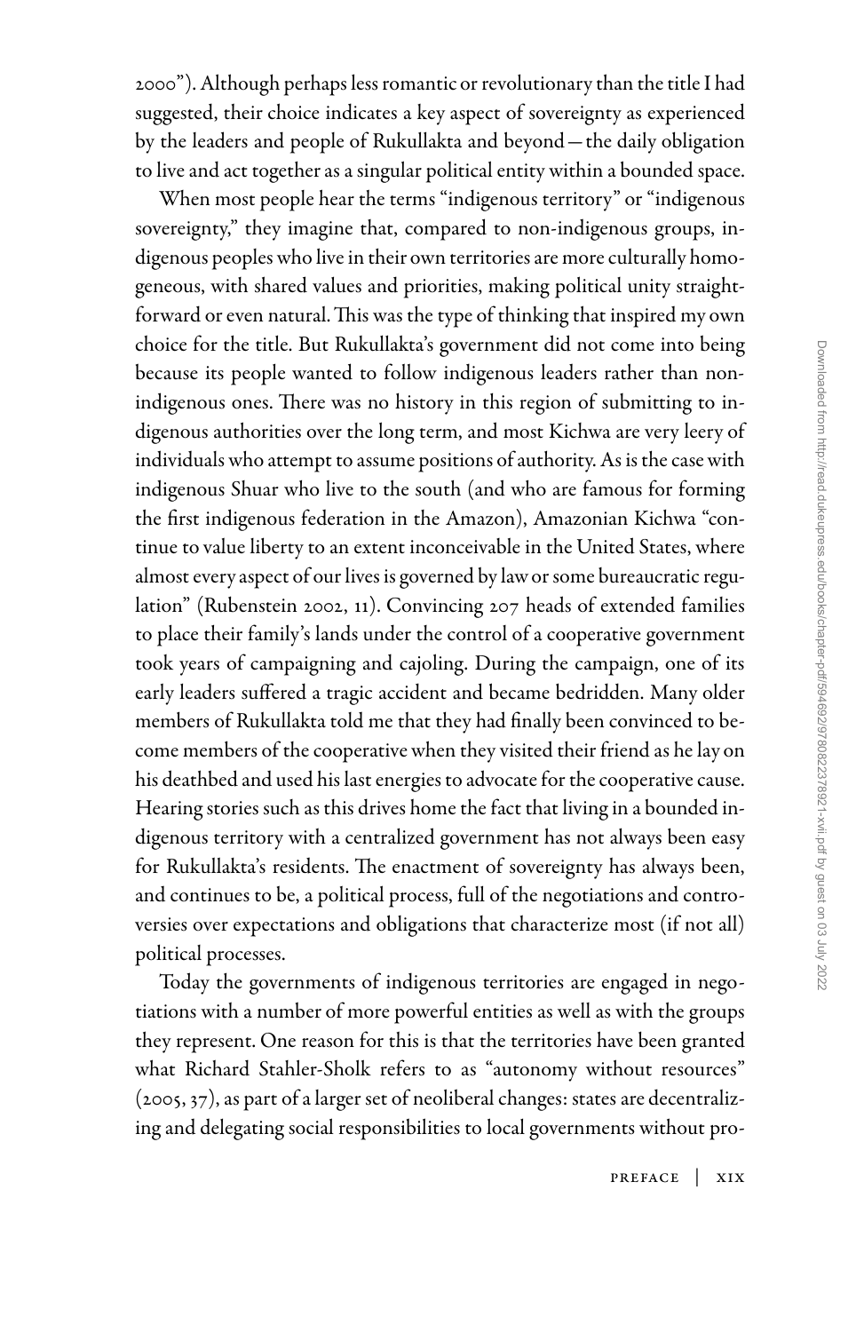2000"). Although perhaps less romantic or revolutionary than the title I had suggested, their choice indicates a key aspect of sovereignty as experienced by the leaders and people of Rukullakta and beyond—the daily obligation to live and act together as a singular political entity within a bounded space.

When most people hear the terms "indigenous territory" or "indigenous sovereignty," they imagine that, compared to non-indigenous groups, indigenous peoples who live in their own territories are more culturally homogeneous, with shared values and priorities, making political unity straightforward or even natural. This was the type of thinking that inspired my own choice for the title. But Rukullakta's government did not come into being because its people wanted to follow indigenous leaders rather than non-indigenous ones. There was no history in this region of submitting to indigenous authorities over the long term, and most Kichwa are very leery of individuals who attempt to assume positions of authority. As is the case with indigenous Shuar who live to the south (and who are famous for forming the first indigenous federation in the Amazon), Amazonian Kichwa "continue to value liberty to an extent inconceivable in the United States, where almost every aspect of our lives is governed by law or some bureaucratic regulation" (Rubenstein 2002, 11). Convincing 207 heads of extended families to place their family's lands under the control of a cooperative government took years of campaigning and cajoling. During the campaign, one of its early leaders suffered a tragic accident and became bedridden. Many older members of Rukullakta told me that they had finally been convinced to become members of the cooperative when they visited their friend as he lay on his deathbed and used his last energies to advocate for the cooperative cause. Hearing stories such as this drives home the fact that living in a bounded indigenous territory with a centralized government has not always been easy for Rukullakta's residents. The enactment of sovereignty has always been, and continues to be, a political process, full of the negotiations and controversies over expectations and obligations that characterize most (if not all) political processes.

Today the governments of indigenous territories are engaged in negotiations with a number of more powerful entities as well as with the groups they represent. One reason for this is that the territories have been granted what Richard Stahler-Sholk refers to as "autonomy without resources" (2005, 37), as part of a larger set of neoliberal changes: states are decentralizing and delegating social responsibilities to local governments without pro-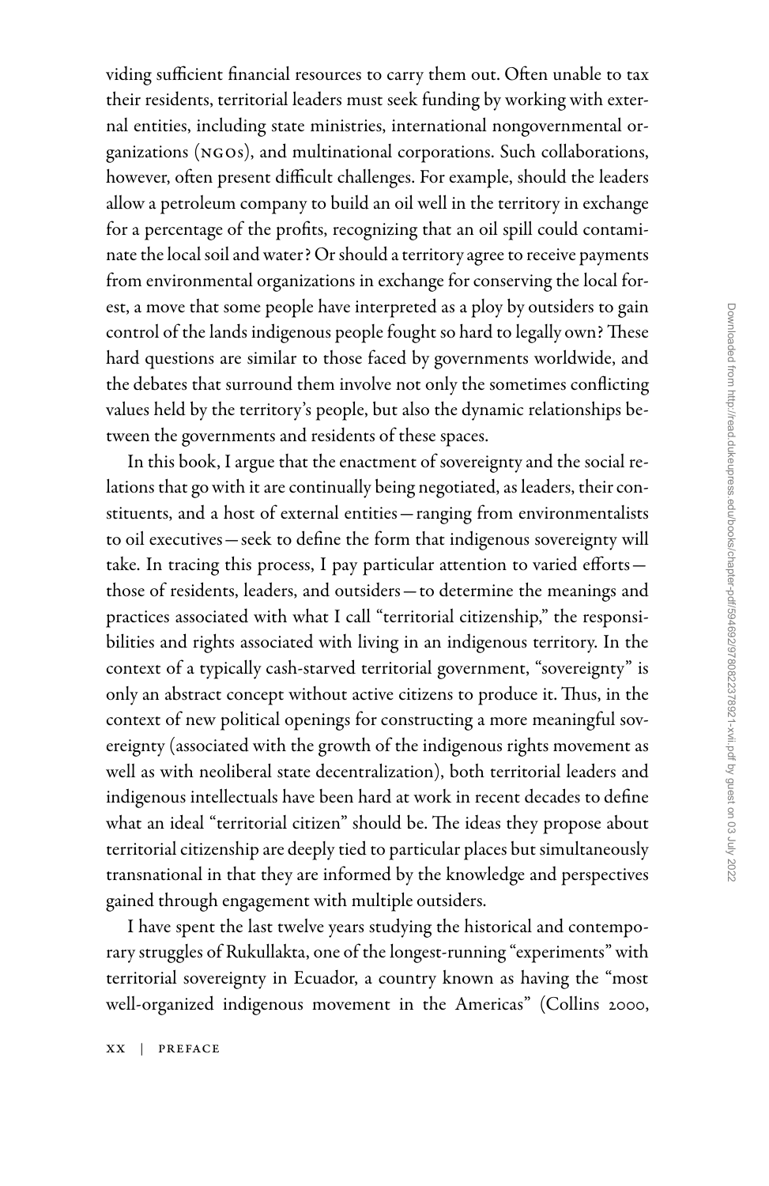viding sufficient financial resources to carry them out. Often unable to tax their residents, territorial leaders must seek funding by working with external entities, including state ministries, international nongovernmental organizations (NGOs), and multinational corporations. Such collaborations, however, often present difficult challenges. For example, should the leaders allow a petroleum company to build an oil well in the territory in exchange for a percentage of the profits, recognizing that an oil spill could contaminate the local soil and water? Or should a territory agree to receive payments from environmental organizations in exchange for conserving the local forest, a move that some people have interpreted as a ploy by outsiders to gain control of the lands indigenous people fought so hard to legally own? These hard questions are similar to those faced by governments worldwide, and the debates that surround them involve not only the sometimes conflicting values held by the territory's people, but also the dynamic relationships between the governments and residents of these spaces.

In this book, I argue that the enactment of sovereignty and the social relations that go with it are continually being negotiated, as leaders, their constituents, and a host of external entities—ranging from environmentalists to oil executives—seek to define the form that indigenous sovereignty will take. In tracing this process, I pay particular attention to varied efforts—those of residents, leaders, and outsiders—to determine the meanings and practices associated with what I call "territorial citizenship," the responsibilities and rights associated with living in an indigenous territory. In the context of a typically cash-starved territorial government, "sovereignty" is only an abstract concept without active citizens to produce it. Thus, in the context of new political openings for constructing a more meaningful sovereignty (associated with the growth of the indigenous rights movement as well as with neoliberal state decentralization), both territorial leaders and indigenous intellectuals have been hard at work in recent decades to define what an ideal "territorial citizen" should be. The ideas they propose about territorial citizenship are deeply tied to particular places but simultaneously transnational in that they are informed by the knowledge and perspectives gained through engagement with multiple outsiders.

I have spent the last twelve years studying the historical and contemporary struggles of Rukullakta, one of the longest-running "experiments" with territorial sovereignty in Ecuador, a country known as having the "most well-organized indigenous movement in the Americas" (Collins 2000,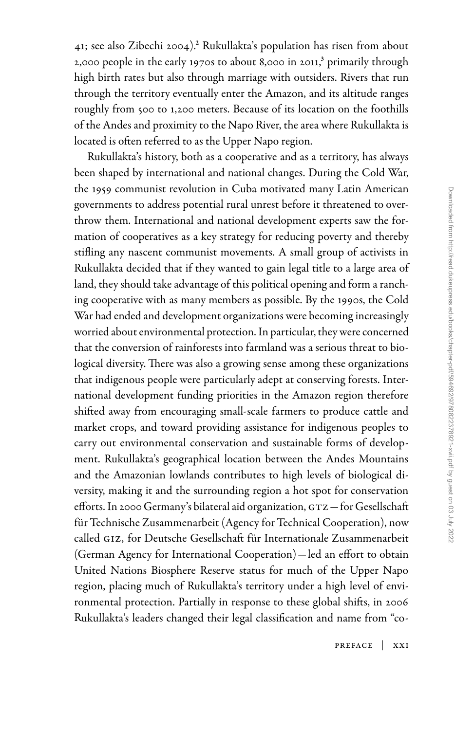41; see also Zibechi 2004).[2] Rukullakta's population has risen from about 2,000 people in the early 1970s to about 8,000 in 2011,[3] primarily through high birth rates but also through marriage with outsiders. Rivers that run through the territory eventually enter the Amazon, and its altitude ranges roughly from 500 to 1,200 meters. Because of its location on the foothills of the Andes and proximity to the Napo River, the area where Rukullakta is located is often referred to as the Upper Napo region.

Rukullakta's history, both as a cooperative and as a territory, has always been shaped by international and national changes. During the Cold War, the 1959 communist revolution in Cuba motivated many Latin American governments to address potential rural unrest before it threatened to overthrow them. International and national development experts saw the formation of cooperatives as a key strategy for reducing poverty and thereby stifling any nascent communist movements. A small group of activists in Rukullakta decided that if they wanted to gain legal title to a large area of land, they should take advantage of this political opening and form a ranching cooperative with as many members as possible. By the 1990s, the Cold War had ended and development organizations were becoming increasingly worried about environmental protection. In particular, they were concerned that the conversion of rainforests into farmland was a serious threat to biological diversity. There was also a growing sense among these organizations that indigenous people were particularly adept at conserving forests. International development funding priorities in the Amazon region therefore shifted away from encouraging small-scale farmers to produce cattle and market crops, and toward providing assistance for indigenous peoples to carry out environmental conservation and sustainable forms of development. Rukullakta's geographical location between the Andes Mountains and the Amazonian lowlands contributes to high levels of biological diversity, making it and the surrounding region a hot spot for conservation efforts. In 2000 Germany's bilateral aid organization, GTZ—for Gesellschaft für Technische Zusammenarbeit (Agency for Technical Cooperation), now called GIZ, for Deutsche Gesellschaft für Internationale Zusammenarbeit (German Agency for International Cooperation)—led an effort to obtain United Nations Biosphere Reserve status for much of the Upper Napo region, placing much of Rukullakta's territory under a high level of environmental protection. Partially in response to these global shifts, in 2006 Rukullakta's leaders changed their legal classification and name from "co-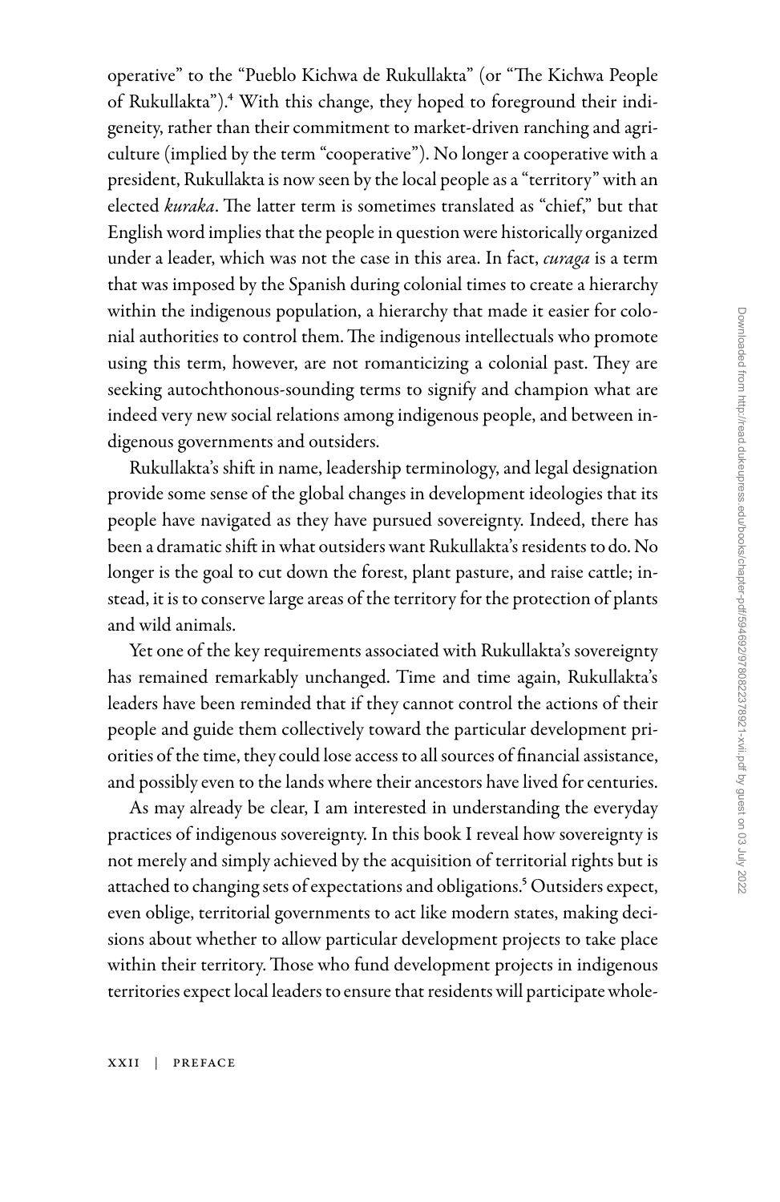operative" to the "Pueblo Kichwa de Rukullakta" (or "The Kichwa People of Rukullakta").[4] With this change, they hoped to foreground their indigeneity, rather than their commitment to market-driven ranching and agriculture (implied by the term "cooperative"). No longer a cooperative with a president, Rukullakta is now seen by the local people as a "territory" with an elected *kuraka*. The latter term is sometimes translated as "chief," but that English word implies that the people in question were historically organized under a leader, which was not the case in this area. In fact, *curaga* is a term that was imposed by the Spanish during colonial times to create a hierarchy within the indigenous population, a hierarchy that made it easier for colonial authorities to control them. The indigenous intellectuals who promote using this term, however, are not romanticizing a colonial past. They are seeking autochthonous-sounding terms to signify and champion what are indeed very new social relations among indigenous people, and between indigenous governments and outsiders.

Rukullakta's shift in name, leadership terminology, and legal designation provide some sense of the global changes in development ideologies that its people have navigated as they have pursued sovereignty. Indeed, there has been a dramatic shift in what outsiders want Rukullakta's residents to do. No longer is the goal to cut down the forest, plant pasture, and raise cattle; instead, it is to conserve large areas of the territory for the protection of plants and wild animals.

Yet one of the key requirements associated with Rukullakta's sovereignty has remained remarkably unchanged. Time and time again, Rukullakta's leaders have been reminded that if they cannot control the actions of their people and guide them collectively toward the particular development priorities of the time, they could lose access to all sources of financial assistance, and possibly even to the lands where their ancestors have lived for centuries.

As may already be clear, I am interested in understanding the everyday practices of indigenous sovereignty. In this book I reveal how sovereignty is not merely and simply achieved by the acquisition of territorial rights but is attached to changing sets of expectations and obligations.[5] Outsiders expect, even oblige, territorial governments to act like modern states, making decisions about whether to allow particular development projects to take place within their territory. Those who fund development projects in indigenous territories expect local leaders to ensure that residents will participate whole-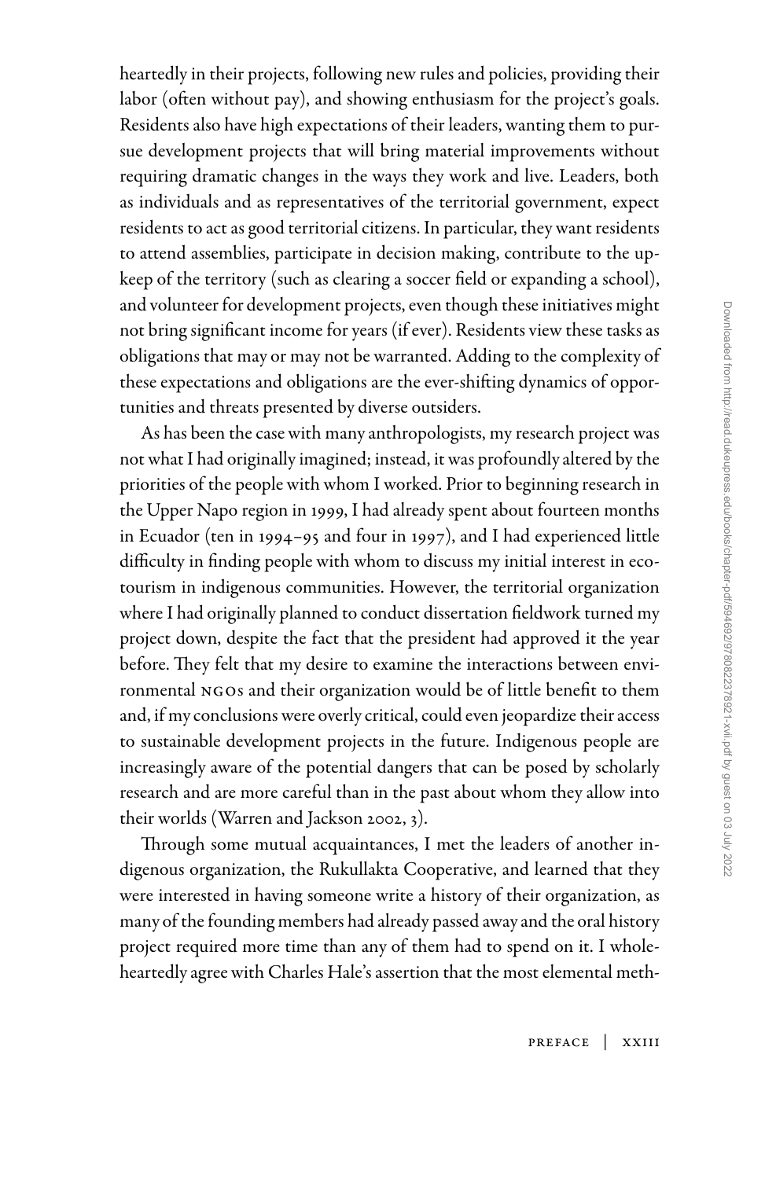heartedly in their projects, following new rules and policies, providing their labor (often without pay), and showing enthusiasm for the project's goals. Residents also have high expectations of their leaders, wanting them to pursue development projects that will bring material improvements without requiring dramatic changes in the ways they work and live. Leaders, both as individuals and as representatives of the territorial government, expect residents to act as good territorial citizens. In particular, they want residents to attend assemblies, participate in decision making, contribute to the upkeep of the territory (such as clearing a soccer field or expanding a school), and volunteer for development projects, even though these initiatives might not bring significant income for years (if ever). Residents view these tasks as obligations that may or may not be warranted. Adding to the complexity of these expectations and obligations are the ever-shifting dynamics of opportunities and threats presented by diverse outsiders.

As has been the case with many anthropologists, my research project was not what I had originally imagined; instead, it was profoundly altered by the priorities of the people with whom I worked. Prior to beginning research in the Upper Napo region in 1999, I had already spent about fourteen months in Ecuador (ten in 1994–95 and four in 1997), and I had experienced little difficulty in finding people with whom to discuss my initial interest in ecotourism in indigenous communities. However, the territorial organization where I had originally planned to conduct dissertation fieldwork turned my project down, despite the fact that the president had approved it the year before. They felt that my desire to examine the interactions between environmental NGOs and their organization would be of little benefit to them and, if my conclusions were overly critical, could even jeopardize their access to sustainable development projects in the future. Indigenous people are increasingly aware of the potential dangers that can be posed by scholarly research and are more careful than in the past about whom they allow into their worlds (Warren and Jackson 2002, 3).

Through some mutual acquaintances, I met the leaders of another indigenous organization, the Rukullakta Cooperative, and learned that they were interested in having someone write a history of their organization, as many of the founding members had already passed away and the oral history project required more time than any of them had to spend on it. I wholeheartedly agree with Charles Hale's assertion that the most elemental meth-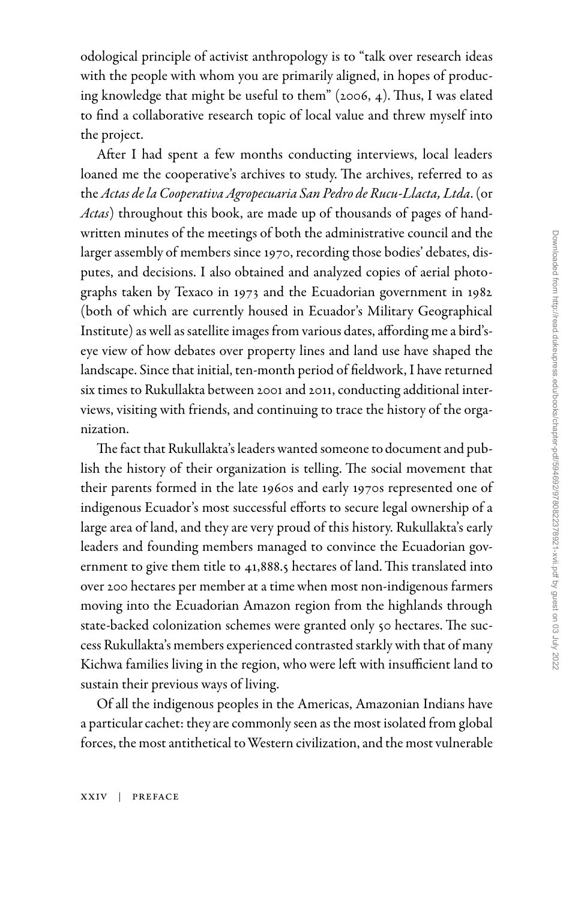odological principle of activist anthropology is to "talk over research ideas with the people with whom you are primarily aligned, in hopes of producing knowledge that might be useful to them" (2006, 4). Thus, I was elated to find a collaborative research topic of local value and threw myself into the project.

After I had spent a few months conducting interviews, local leaders loaned me the cooperative's archives to study. The archives, referred to as the *Actas de la Cooperativa Agropecuaria San Pedro de Rucu-Llacta, Ltda*. (or *Actas*) throughout this book, are made up of thousands of pages of handwritten minutes of the meetings of both the administrative council and the larger assembly of members since 1970, recording those bodies' debates, disputes, and decisions. I also obtained and analyzed copies of aerial photographs taken by Texaco in 1973 and the Ecuadorian government in 1982 (both of which are currently housed in Ecuador's Military Geographical Institute) as well as satellite images from various dates, affording me a bird's-eye view of how debates over property lines and land use have shaped the landscape. Since that initial, ten-month period of fieldwork, I have returned six times to Rukullakta between 2001 and 2011, conducting additional interviews, visiting with friends, and continuing to trace the history of the organization.

The fact that Rukullakta's leaders wanted someone to document and publish the history of their organization is telling. The social movement that their parents formed in the late 1960s and early 1970s represented one of indigenous Ecuador's most successful efforts to secure legal ownership of a large area of land, and they are very proud of this history. Rukullakta's early leaders and founding members managed to convince the Ecuadorian government to give them title to 41,888.5 hectares of land. This translated into over 200 hectares per member at a time when most non-indigenous farmers moving into the Ecuadorian Amazon region from the highlands through state-backed colonization schemes were granted only 50 hectares. The success Rukullakta's members experienced contrasted starkly with that of many Kichwa families living in the region, who were left with insufficient land to sustain their previous ways of living.

Of all the indigenous peoples in the Americas, Amazonian Indians have a particular cachet: they are commonly seen as the most isolated from global forces, the most antithetical to Western civilization, and the most vulnerable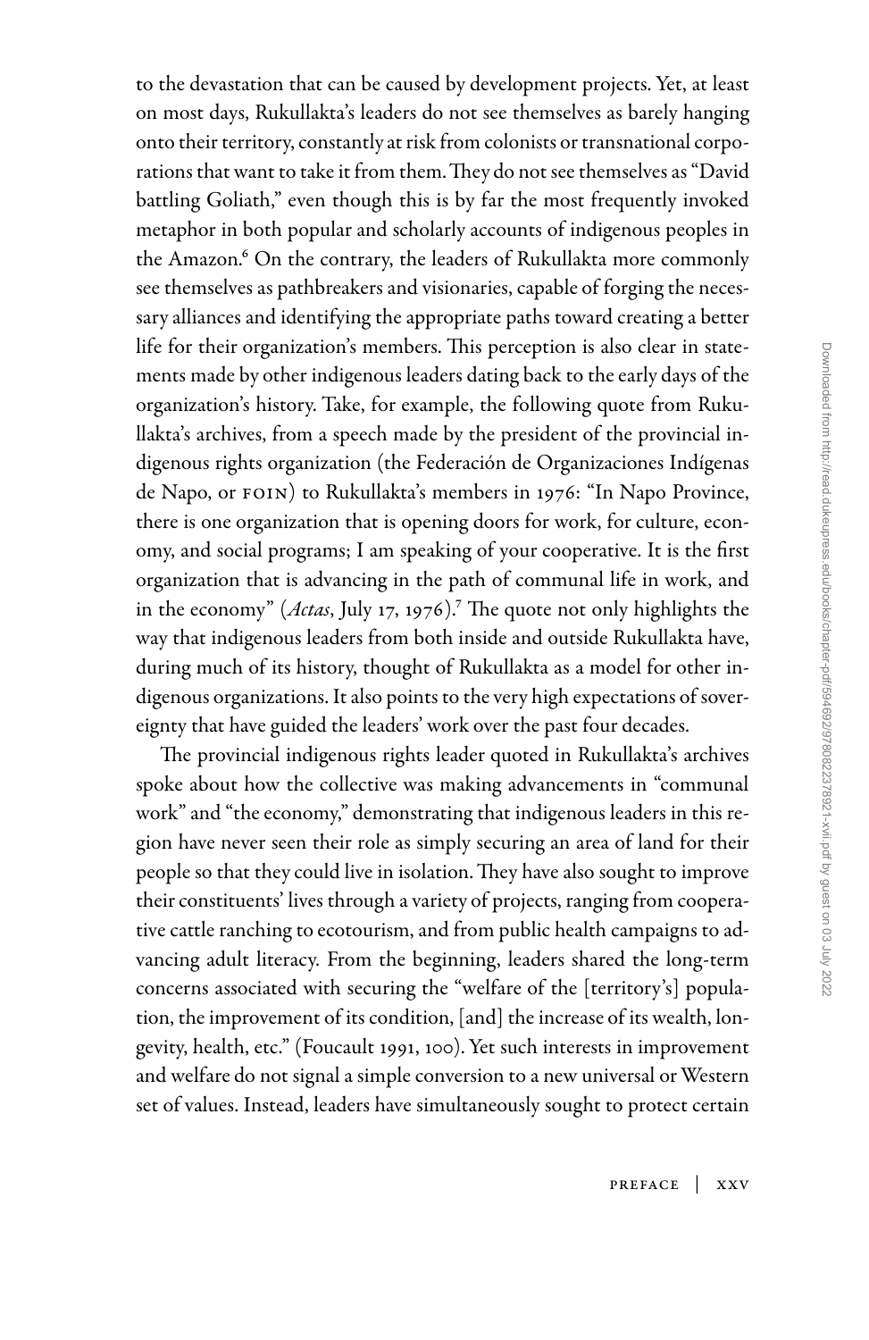to the devastation that can be caused by development projects. Yet, at least on most days, Rukullakta's leaders do not see themselves as barely hanging onto their territory, constantly at risk from colonists or transnational corporations that want to take it from them. They do not see themselves as "David battling Goliath," even though this is by far the most frequently invoked metaphor in both popular and scholarly accounts of indigenous peoples in the Amazon.[6] On the contrary, the leaders of Rukullakta more commonly see themselves as pathbreakers and visionaries, capable of forging the necessary alliances and identifying the appropriate paths toward creating a better life for their organization's members. This perception is also clear in statements made by other indigenous leaders dating back to the early days of the organization's history. Take, for example, the following quote from Rukullakta's archives, from a speech made by the president of the provincial indigenous rights organization (the Federación de Organizaciones Indígenas de Napo, or FOIN) to Rukullakta's members in 1976: "In Napo Province, there is one organization that is opening doors for work, for culture, economy, and social programs; I am speaking of your cooperative. It is the first organization that is advancing in the path of communal life in work, and in the economy" (*Actas*, July 17, 1976).[7] The quote not only highlights the way that indigenous leaders from both inside and outside Rukullakta have, during much of its history, thought of Rukullakta as a model for other indigenous organizations. It also points to the very high expectations of sovereignty that have guided the leaders' work over the past four decades.

The provincial indigenous rights leader quoted in Rukullakta's archives spoke about how the collective was making advancements in "communal work" and "the economy," demonstrating that indigenous leaders in this region have never seen their role as simply securing an area of land for their people so that they could live in isolation. They have also sought to improve their constituents' lives through a variety of projects, ranging from cooperative cattle ranching to ecotourism, and from public health campaigns to advancing adult literacy. From the beginning, leaders shared the long-term concerns associated with securing the "welfare of the [territory's] population, the improvement of its condition, [and] the increase of its wealth, longevity, health, etc." (Foucault 1991, 100). Yet such interests in improvement and welfare do not signal a simple conversion to a new universal or Western set of values. Instead, leaders have simultaneously sought to protect certain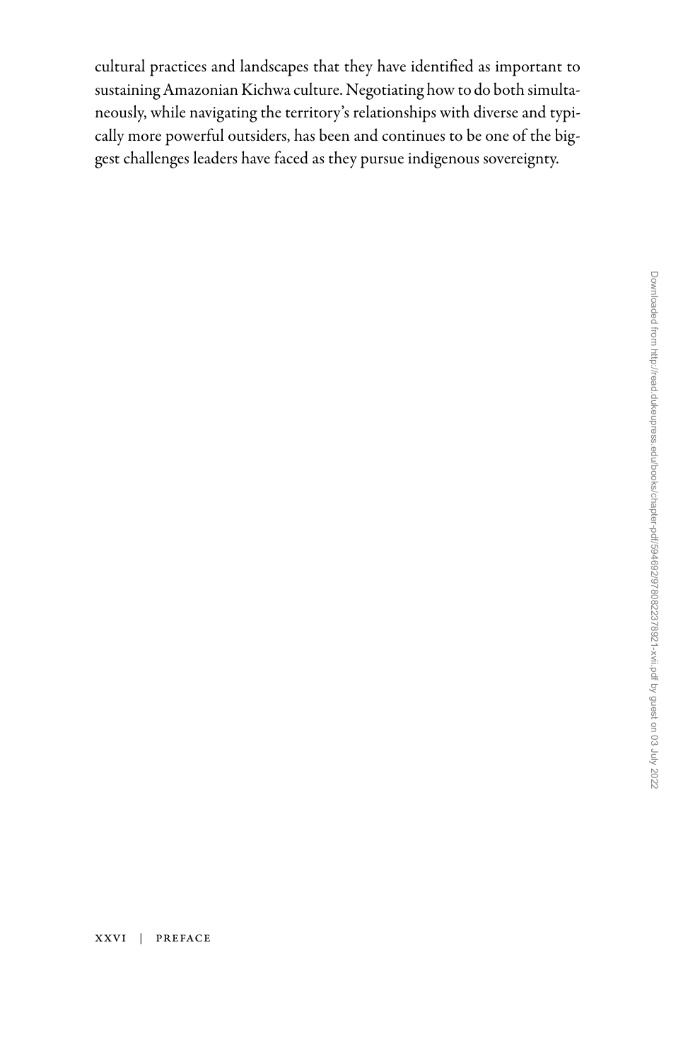cultural practices and landscapes that they have identified as important to sustaining Amazonian Kichwa culture. Negotiating how to do both simultaneously, while navigating the territory's relationships with diverse and typically more powerful outsiders, has been and continues to be one of the biggest challenges leaders have faced as they pursue indigenous sovereignty.